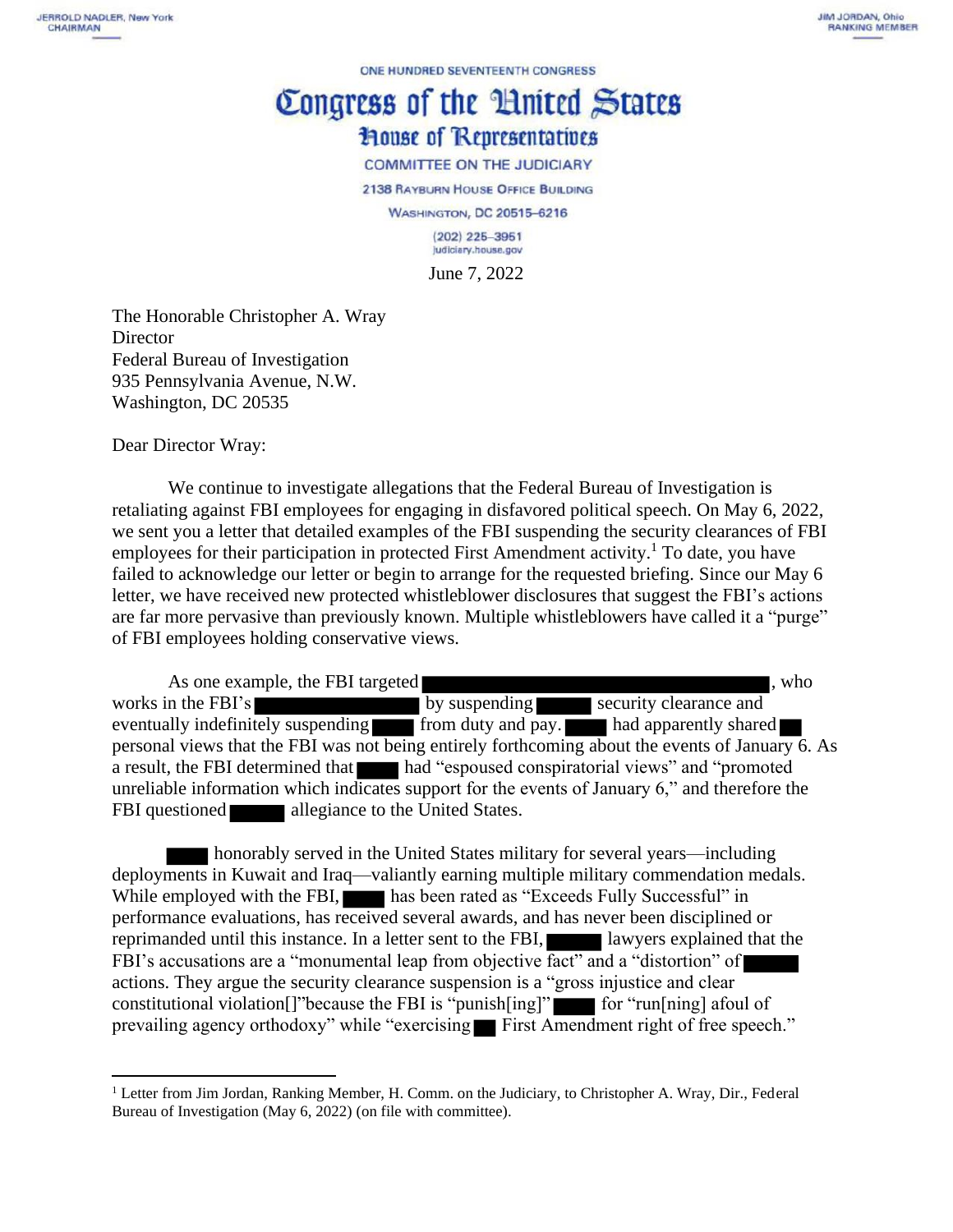JERROLD NADLER, New York
CHAIRMAN

JIM JORDAN, Ohio
RANKING MEMBER

ONE HUNDRED SEVENTEENTH CONGRESS

# Congress of the United States
## House of Representatives

COMMITTEE ON THE JUDICIARY

2138 RAYBURN HOUSE OFFICE BUILDING

WASHINGTON, DC 20515–6216

(202) 225–3951
judiciary.house.gov

June 7, 2022

The Honorable Christopher A. Wray
Director
Federal Bureau of Investigation
935 Pennsylvania Avenue, N.W.
Washington, DC 20535

Dear Director Wray:

We continue to investigate allegations that the Federal Bureau of Investigation is retaliating against FBI employees for engaging in disfavored political speech. On May 6, 2022, we sent you a letter that detailed examples of the FBI suspending the security clearances of FBI employees for their participation in protected First Amendment activity.[1] To date, you have failed to acknowledge our letter or begin to arrange for the requested briefing. Since our May 6 letter, we have received new protected whistleblower disclosures that suggest the FBI's actions are far more pervasive than previously known. Multiple whistleblowers have called it a "purge" of FBI employees holding conservative views.

As one example, the FBI targeted ██████████████████████, who works in the FBI's ██████████ by suspending ████ security clearance and eventually indefinitely suspending ███ from duty and pay. ███ had apparently shared ██ personal views that the FBI was not being entirely forthcoming about the events of January 6. As a result, the FBI determined that ███ had "espoused conspiratorial views" and "promoted unreliable information which indicates support for the events of January 6," and therefore the FBI questioned ████ allegiance to the United States.

███ honorably served in the United States military for several years—including deployments in Kuwait and Iraq—valiantly earning multiple military commendation medals. While employed with the FBI, ███ has been rated as "Exceeds Fully Successful" in performance evaluations, has received several awards, and has never been disciplined or reprimanded until this instance. In a letter sent to the FBI, ████ lawyers explained that the FBI's accusations are a "monumental leap from objective fact" and a "distortion" of ████ actions. They argue the security clearance suspension is a "gross injustice and clear constitutional violation[]"because the FBI is "punish[ing]" ███ for "run[ning] afoul of prevailing agency orthodoxy" while "exercising ██ First Amendment right of free speech."

---

[1] Letter from Jim Jordan, Ranking Member, H. Comm. on the Judiciary, to Christopher A. Wray, Dir., Federal Bureau of Investigation (May 6, 2022) (on file with committee).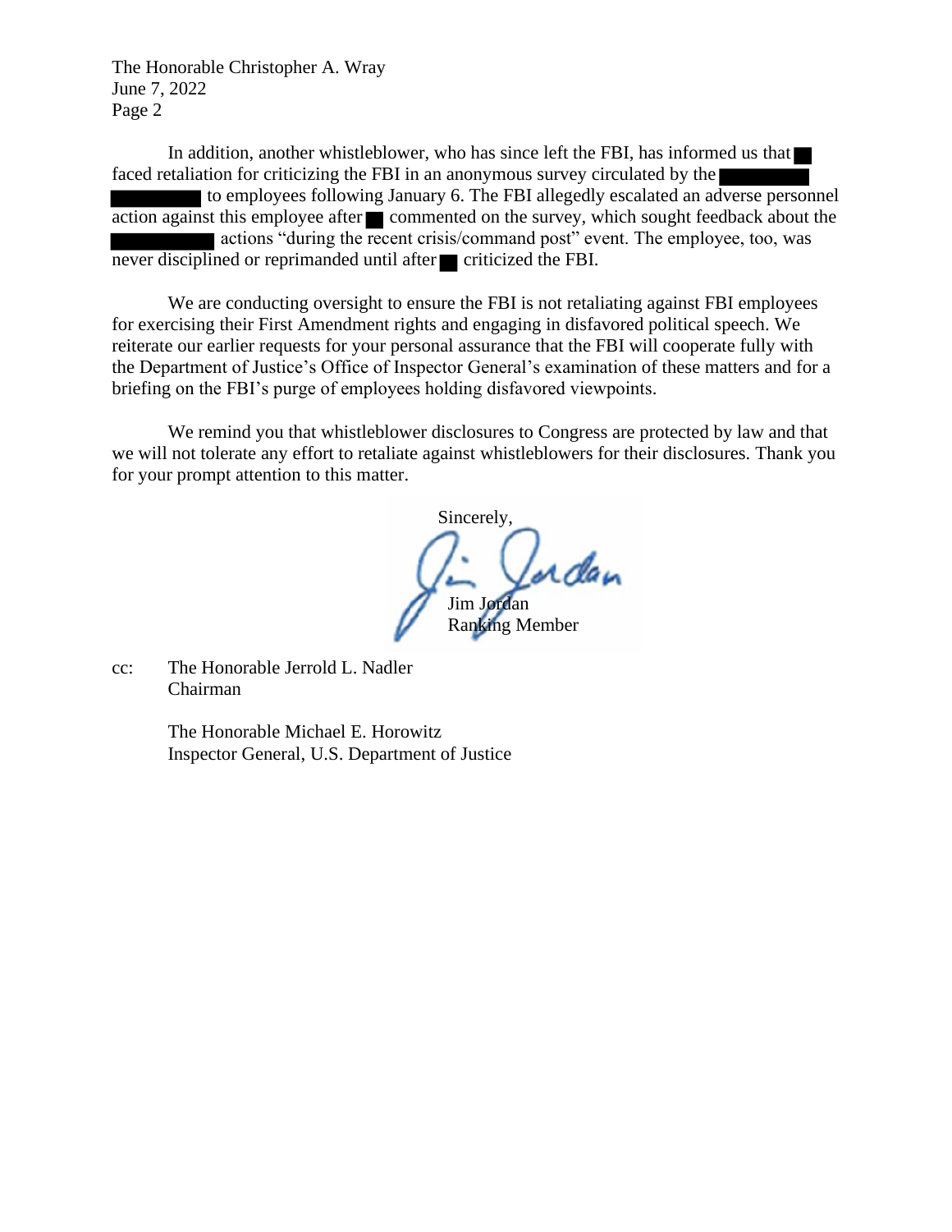In addition, another whistleblower, who has since left the FBI, has informed us that █ faced retaliation for criticizing the FBI in an anonymous survey circulated by the ██████ ██████ to employees following January 6. The FBI allegedly escalated an adverse personnel action against this employee after █ commented on the survey, which sought feedback about the ██████ actions "during the recent crisis/command post" event. The employee, too, was never disciplined or reprimanded until after █ criticized the FBI.

We are conducting oversight to ensure the FBI is not retaliating against FBI employees for exercising their First Amendment rights and engaging in disfavored political speech. We reiterate our earlier requests for your personal assurance that the FBI will cooperate fully with the Department of Justice's Office of Inspector General's examination of these matters and for a briefing on the FBI's purge of employees holding disfavored viewpoints.

We remind you that whistleblower disclosures to Congress are protected by law and that we will not tolerate any effort to retaliate against whistleblowers for their disclosures. Thank you for your prompt attention to this matter.

Sincerely,

Jim Jordan
Ranking Member

cc: The Honorable Jerrold L. Nadler
Chairman

The Honorable Michael E. Horowitz
Inspector General, U.S. Department of Justice